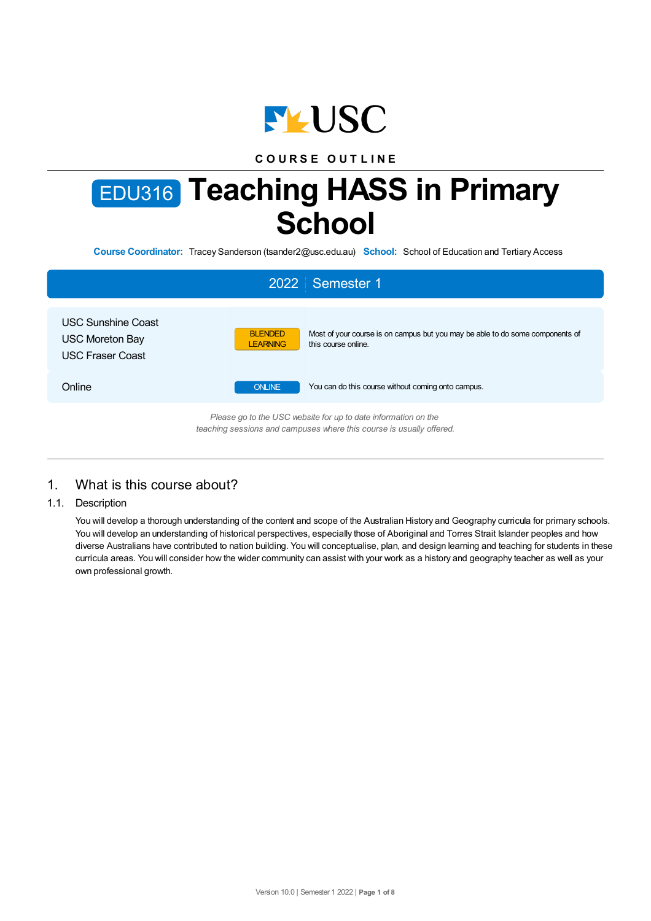USC

COURSE OUTLINE

# EDU316 Teaching HASS in Primary School

**Course Coordinator:** Tracey Sanderson (tsander2@usc.edu.au) **School:** School of Education and Tertiary Access

## 2022 | Semester 1

| | | |
|---|---|---|
| USC Sunshine Coast<br>USC Moreton Bay<br>USC Fraser Coast | BLENDED LEARNING | Most of your course is on campus but you may be able to do some components of this course online. |
| Online | ONLINE | You can do this course without coming onto campus. |

*Please go to the USC website for up to date information on the teaching sessions and campuses where this course is usually offered.*

## 1. What is this course about?

### 1.1. Description

You will develop a thorough understanding of the content and scope of the Australian History and Geography curricula for primary schools. You will develop an understanding of historical perspectives, especially those of Aboriginal and Torres Strait Islander peoples and how diverse Australians have contributed to nation building. You will conceptualise, plan, and design learning and teaching for students in these curricula areas. You will consider how the wider community can assist with your work as a history and geography teacher as well as your own professional growth.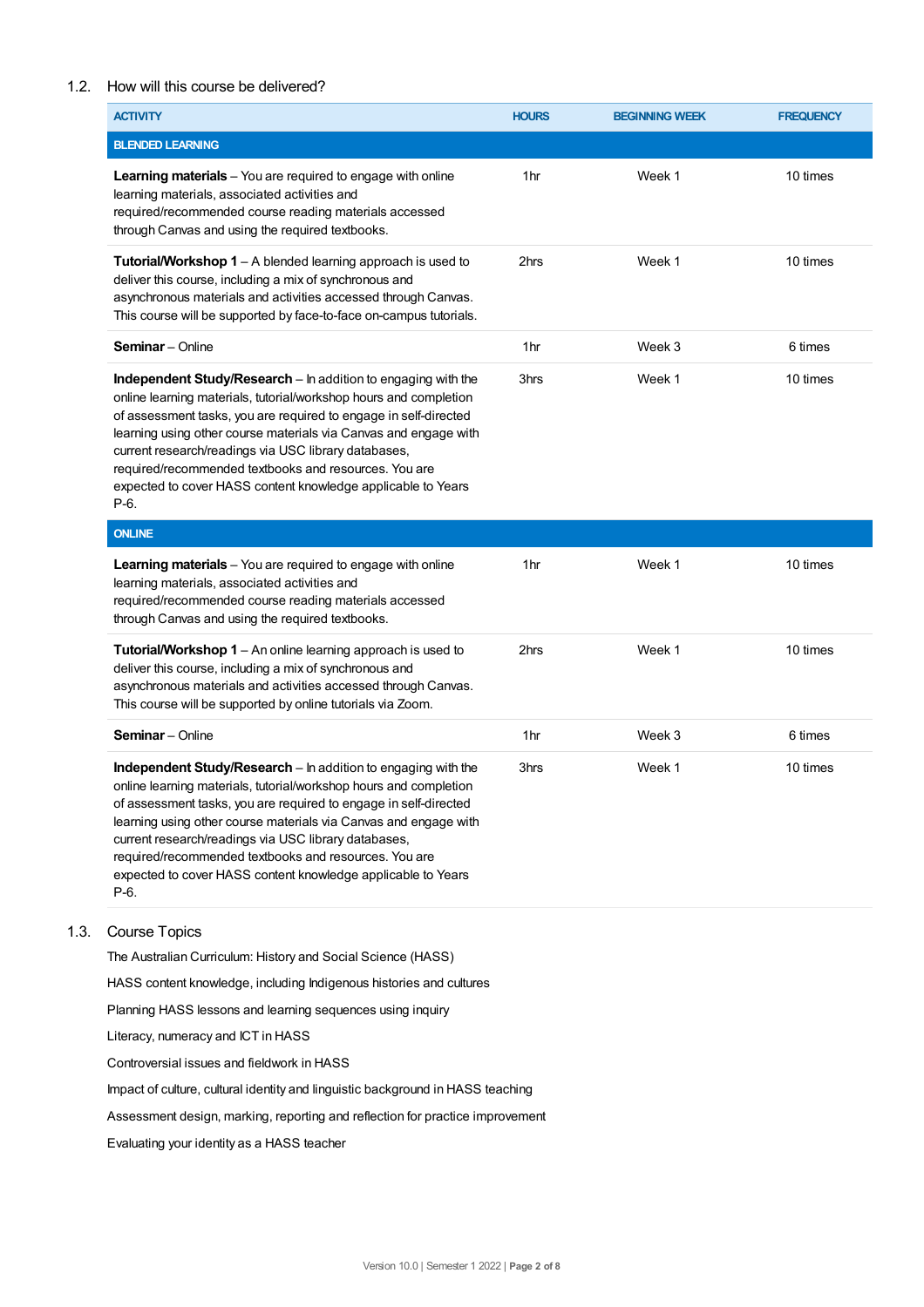## 1.2. How will this course be delivered?

| ACTIVITY | HOURS | BEGINNING WEEK | FREQUENCY |
|---|---|---|---|
| **BLENDED LEARNING** | | | |
| **Learning materials** – You are required to engage with online learning materials, associated activities and required/recommended course reading materials accessed through Canvas and using the required textbooks. | 1hr | Week 1 | 10 times |
| **Tutorial/Workshop 1** – A blended learning approach is used to deliver this course, including a mix of synchronous and asynchronous materials and activities accessed through Canvas. This course will be supported by face-to-face on-campus tutorials. | 2hrs | Week 1 | 10 times |
| **Seminar** – Online | 1hr | Week 3 | 6 times |
| **Independent Study/Research** – In addition to engaging with the online learning materials, tutorial/workshop hours and completion of assessment tasks, you are required to engage in self-directed learning using other course materials via Canvas and engage with current research/readings via USC library databases, required/recommended textbooks and resources. You are expected to cover HASS content knowledge applicable to Years P-6. | 3hrs | Week 1 | 10 times |
| **ONLINE** | | | |
| **Learning materials** – You are required to engage with online learning materials, associated activities and required/recommended course reading materials accessed through Canvas and using the required textbooks. | 1hr | Week 1 | 10 times |
| **Tutorial/Workshop 1** – An online learning approach is used to deliver this course, including a mix of synchronous and asynchronous materials and activities accessed through Canvas. This course will be supported by online tutorials via Zoom. | 2hrs | Week 1 | 10 times |
| **Seminar** – Online | 1hr | Week 3 | 6 times |
| **Independent Study/Research** – In addition to engaging with the online learning materials, tutorial/workshop hours and completion of assessment tasks, you are required to engage in self-directed learning using other course materials via Canvas and engage with current research/readings via USC library databases, required/recommended textbooks and resources. You are expected to cover HASS content knowledge applicable to Years P-6. | 3hrs | Week 1 | 10 times |

## 1.3. Course Topics

The Australian Curriculum: History and Social Science (HASS)

HASS content knowledge, including Indigenous histories and cultures

Planning HASS lessons and learning sequences using inquiry

Literacy, numeracy and ICT in HASS

Controversial issues and fieldwork in HASS

Impact of culture, cultural identity and linguistic background in HASS teaching

Assessment design, marking, reporting and reflection for practice improvement

Evaluating your identity as a HASS teacher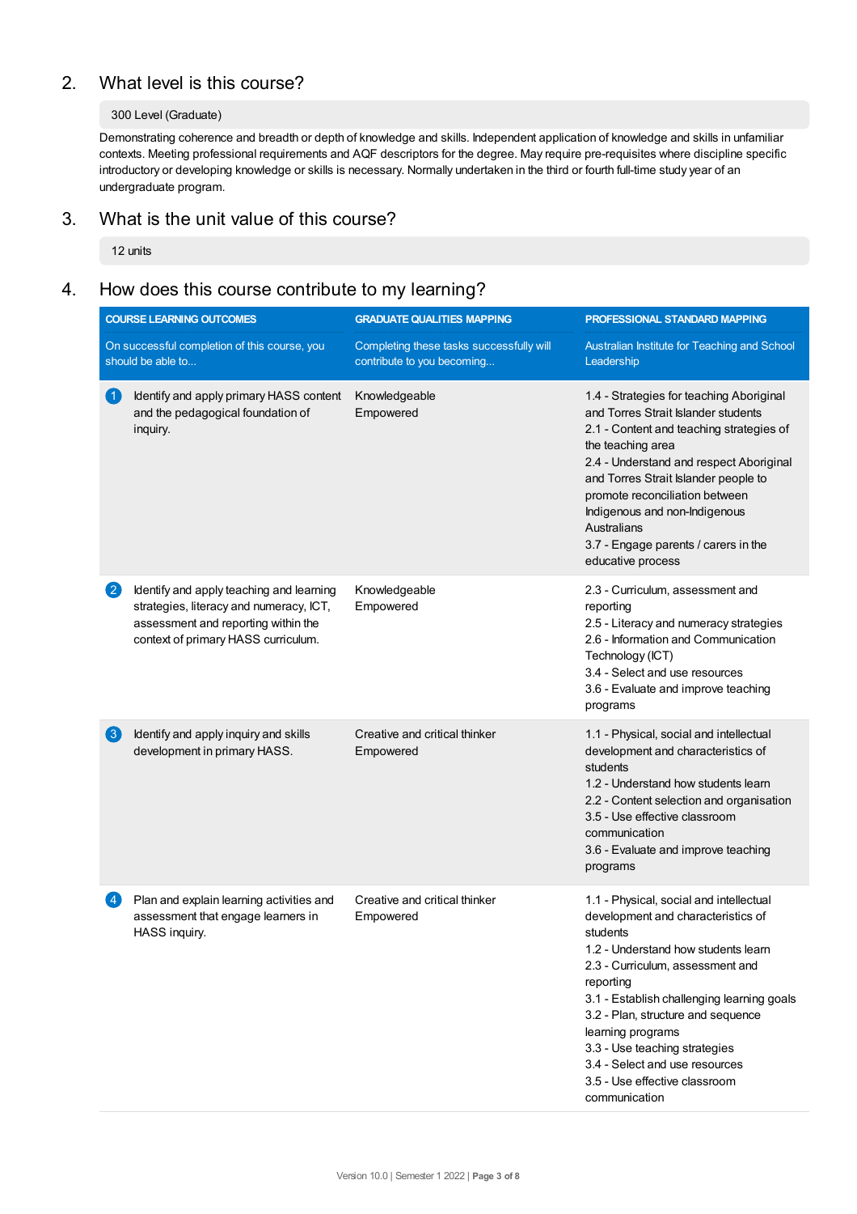## 2. What level is this course?

300 Level (Graduate)

Demonstrating coherence and breadth or depth of knowledge and skills. Independent application of knowledge and skills in unfamiliar contexts. Meeting professional requirements and AQF descriptors for the degree. May require pre-requisites where discipline specific introductory or developing knowledge or skills is necessary. Normally undertaken in the third or fourth full-time study year of an undergraduate program.

## 3. What is the unit value of this course?

12 units

## 4. How does this course contribute to my learning?

| COURSE LEARNING OUTCOMES<br>On successful completion of this course, you should be able to... | GRADUATE QUALITIES MAPPING<br>Completing these tasks successfully will contribute to you becoming... | PROFESSIONAL STANDARD MAPPING<br>Australian Institute for Teaching and School Leadership |
|---|---|---|
| 1 Identify and apply primary HASS content and the pedagogical foundation of inquiry. | Knowledgeable<br>Empowered | 1.4 - Strategies for teaching Aboriginal and Torres Strait Islander students<br>2.1 - Content and teaching strategies of the teaching area<br>2.4 - Understand and respect Aboriginal and Torres Strait Islander people to promote reconciliation between Indigenous and non-Indigenous Australians<br>3.7 - Engage parents / carers in the educative process |
| 2 Identify and apply teaching and learning strategies, literacy and numeracy, ICT, assessment and reporting within the context of primary HASS curriculum. | Knowledgeable<br>Empowered | 2.3 - Curriculum, assessment and reporting<br>2.5 - Literacy and numeracy strategies<br>2.6 - Information and Communication Technology (ICT)<br>3.4 - Select and use resources<br>3.6 - Evaluate and improve teaching programs |
| 3 Identify and apply inquiry and skills development in primary HASS. | Creative and critical thinker<br>Empowered | 1.1 - Physical, social and intellectual development and characteristics of students<br>1.2 - Understand how students learn<br>2.2 - Content selection and organisation<br>3.5 - Use effective classroom communication<br>3.6 - Evaluate and improve teaching programs |
| 4 Plan and explain learning activities and assessment that engage learners in HASS inquiry. | Creative and critical thinker<br>Empowered | 1.1 - Physical, social and intellectual development and characteristics of students<br>1.2 - Understand how students learn<br>2.3 - Curriculum, assessment and reporting<br>3.1 - Establish challenging learning goals<br>3.2 - Plan, structure and sequence learning programs<br>3.3 - Use teaching strategies<br>3.4 - Select and use resources<br>3.5 - Use effective classroom communication |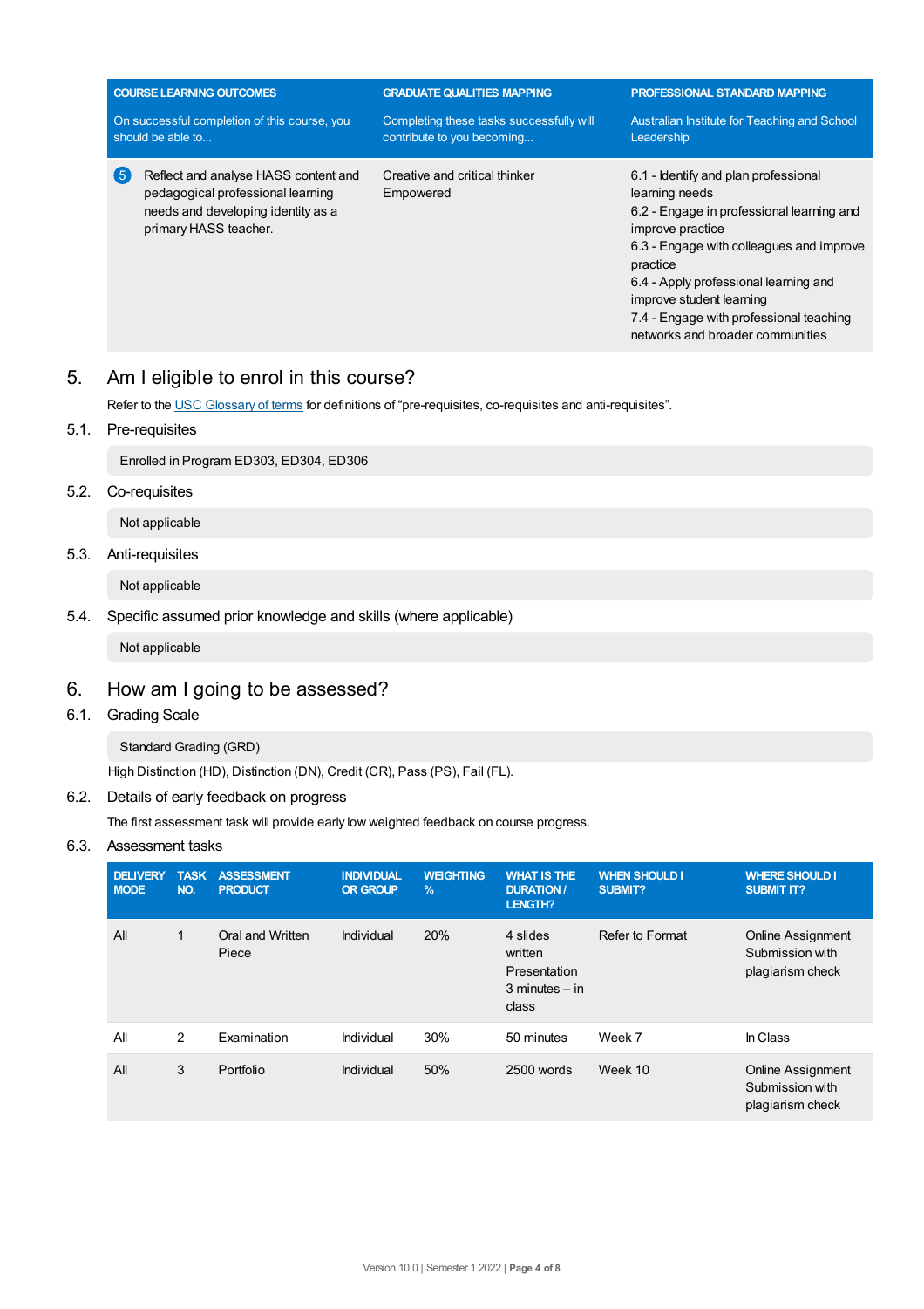| COURSE LEARNING OUTCOMES | GRADUATE QUALITIES MAPPING | PROFESSIONAL STANDARD MAPPING |
|---|---|---|
| On successful completion of this course, you should be able to... | Completing these tasks successfully will contribute to you becoming... | Australian Institute for Teaching and School Leadership |
| 5 Reflect and analyse HASS content and pedagogical professional learning needs and developing identity as a primary HASS teacher. | Creative and critical thinker<br>Empowered | 6.1 - Identify and plan professional learning needs<br>6.2 - Engage in professional learning and improve practice<br>6.3 - Engage with colleagues and improve practice<br>6.4 - Apply professional learning and improve student learning<br>7.4 - Engage with professional teaching networks and broader communities |

## 5. Am I eligible to enrol in this course?

Refer to the USC Glossary of terms for definitions of "pre-requisites, co-requisites and anti-requisites".

### 5.1. Pre-requisites

Enrolled in Program ED303, ED304, ED306

### 5.2. Co-requisites

Not applicable

### 5.3. Anti-requisites

Not applicable

### 5.4. Specific assumed prior knowledge and skills (where applicable)

Not applicable

## 6. How am I going to be assessed?

### 6.1. Grading Scale

Standard Grading (GRD)

High Distinction (HD), Distinction (DN), Credit (CR), Pass (PS), Fail (FL).

### 6.2. Details of early feedback on progress

The first assessment task will provide early low weighted feedback on course progress.

### 6.3. Assessment tasks

| DELIVERY MODE | TASK NO. | ASSESSMENT PRODUCT | INDIVIDUAL OR GROUP | WEIGHTING % | WHAT IS THE DURATION / LENGTH? | WHEN SHOULD I SUBMIT? | WHERE SHOULD I SUBMIT IT? |
|---|---|---|---|---|---|---|---|
| All | 1 | Oral and Written Piece | Individual | 20% | 4 slides written Presentation 3 minutes – in class | Refer to Format | Online Assignment Submission with plagiarism check |
| All | 2 | Examination | Individual | 30% | 50 minutes | Week 7 | In Class |
| All | 3 | Portfolio | Individual | 50% | 2500 words | Week 10 | Online Assignment Submission with plagiarism check |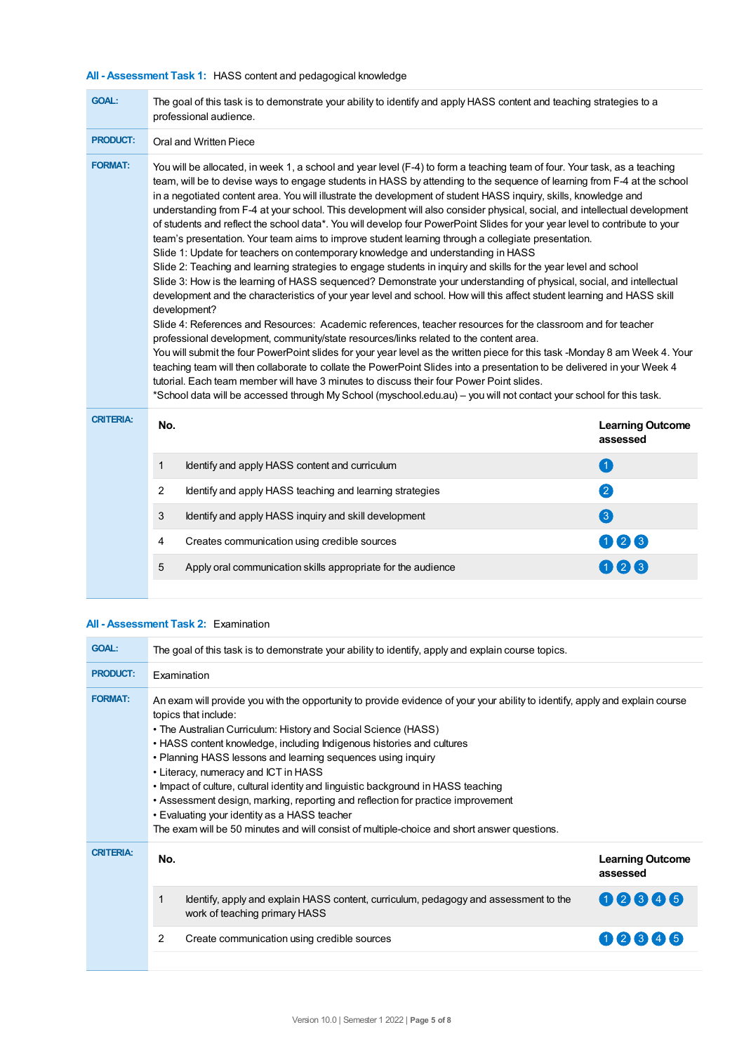### All - Assessment Task 1: HASS content and pedagogical knowledge

**GOAL:** The goal of this task is to demonstrate your ability to identify and apply HASS content and teaching strategies to a professional audience.

**PRODUCT:** Oral and Written Piece

**FORMAT:** You will be allocated, in week 1, a school and year level (F-4) to form a teaching team of four. Your task, as a teaching team, will be to devise ways to engage students in HASS by attending to the sequence of learning from F-4 at the school in a negotiated content area. You will illustrate the development of student HASS inquiry, skills, knowledge and understanding from F-4 at your school. This development will also consider physical, social, and intellectual development of students and reflect the school data*. You will develop four PowerPoint Slides for your year level to contribute to your team's presentation. Your team aims to improve student learning through a collegiate presentation.

Slide 1: Update for teachers on contemporary knowledge and understanding in HASS

Slide 2: Teaching and learning strategies to engage students in inquiry and skills for the year level and school

Slide 3: How is the learning of HASS sequenced? Demonstrate your understanding of physical, social, and intellectual development and the characteristics of your year level and school. How will this affect student learning and HASS skill development?

Slide 4: References and Resources: Academic references, teacher resources for the classroom and for teacher professional development, community/state resources/links related to the content area.

You will submit the four PowerPoint slides for your year level as the written piece for this task -Monday 8 am Week 4. Your teaching team will then collaborate to collate the PowerPoint Slides into a presentation to be delivered in your Week 4 tutorial. Each team member will have 3 minutes to discuss their four Power Point slides.

*School data will be accessed through My School (myschool.edu.au) – you will not contact your school for this task.

**CRITERIA:**

| No. | | Learning Outcome assessed |
|---|---|---|
| 1 | Identify and apply HASS content and curriculum | 1 |
| 2 | Identify and apply HASS teaching and learning strategies | 2 |
| 3 | Identify and apply HASS inquiry and skill development | 3 |
| 4 | Creates communication using credible sources | 1 2 3 |
| 5 | Apply oral communication skills appropriate for the audience | 1 2 3 |

### All - Assessment Task 2: Examination

**GOAL:** The goal of this task is to demonstrate your ability to identify, apply and explain course topics.

**PRODUCT:** Examination

**FORMAT:** An exam will provide you with the opportunity to provide evidence of your your ability to identify, apply and explain course topics that include:

- The Australian Curriculum: History and Social Science (HASS)
- HASS content knowledge, including Indigenous histories and cultures
- Planning HASS lessons and learning sequences using inquiry
- Literacy, numeracy and ICT in HASS
- Impact of culture, cultural identity and linguistic background in HASS teaching
- Assessment design, marking, reporting and reflection for practice improvement
- Evaluating your identity as a HASS teacher

The exam will be 50 minutes and will consist of multiple-choice and short answer questions.

**CRITERIA:**

| No. | | Learning Outcome assessed |
|---|---|---|
| 1 | Identify, apply and explain HASS content, curriculum, pedagogy and assessment to the work of teaching primary HASS | 1 2 3 4 5 |
| 2 | Create communication using credible sources | 1 2 3 4 5 |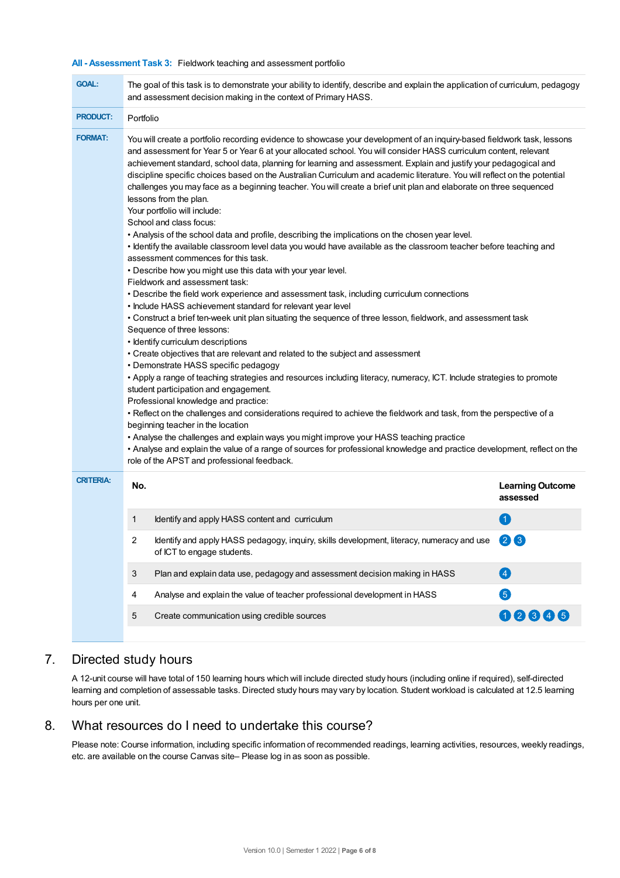**All - Assessment Task 3:** Fieldwork teaching and assessment portfolio

| | |
|---|---|
| **GOAL:** | The goal of this task is to demonstrate your ability to identify, describe and explain the application of curriculum, pedagogy and assessment decision making in the context of Primary HASS. |
| **PRODUCT:** | Portfolio |
| **FORMAT:** | You will create a portfolio recording evidence to showcase your development of an inquiry-based fieldwork task, lessons and assessment for Year 5 or Year 6 at your allocated school. You will consider HASS curriculum content, relevant achievement standard, school data, planning for learning and assessment. Explain and justify your pedagogical and discipline specific choices based on the Australian Curriculum and academic literature. You will reflect on the potential challenges you may face as a beginning teacher. You will create a brief unit plan and elaborate on three sequenced lessons from the plan.<br>Your portfolio will include:<br>School and class focus:<br>• Analysis of the school data and profile, describing the implications on the chosen year level.<br>• Identify the available classroom level data you would have available as the classroom teacher before teaching and assessment commences for this task.<br>• Describe how you might use this data with your year level.<br>Fieldwork and assessment task:<br>• Describe the field work experience and assessment task, including curriculum connections<br>• Include HASS achievement standard for relevant year level<br>• Construct a brief ten-week unit plan situating the sequence of three lesson, fieldwork, and assessment task<br>Sequence of three lessons:<br>• Identify curriculum descriptions<br>• Create objectives that are relevant and related to the subject and assessment<br>• Demonstrate HASS specific pedagogy<br>• Apply a range of teaching strategies and resources including literacy, numeracy, ICT. Include strategies to promote student participation and engagement.<br>Professional knowledge and practice:<br>• Reflect on the challenges and considerations required to achieve the fieldwork and task, from the perspective of a beginning teacher in the location<br>• Analyse the challenges and explain ways you might improve your HASS teaching practice<br>• Analyse and explain the value of a range of sources for professional knowledge and practice development, reflect on the role of the APST and professional feedback. |
| **CRITERIA:** | |

| No. | | Learning Outcome assessed |
|---|---|---|
| 1 | Identify and apply HASS content and curriculum | 1 |
| 2 | Identify and apply HASS pedagogy, inquiry, skills development, literacy, numeracy and use of ICT to engage students. | 2 3 |
| 3 | Plan and explain data use, pedagogy and assessment decision making in HASS | 4 |
| 4 | Analyse and explain the value of teacher professional development in HASS | 5 |
| 5 | Create communication using credible sources | 1 2 3 4 5 |

## 7. Directed study hours

A 12-unit course will have total of 150 learning hours which will include directed study hours (including online if required), self-directed learning and completion of assessable tasks. Directed study hours may vary by location. Student workload is calculated at 12.5 learning hours per one unit.

## 8. What resources do I need to undertake this course?

Please note: Course information, including specific information of recommended readings, learning activities, resources, weekly readings, etc. are available on the course Canvas site– Please log in as soon as possible.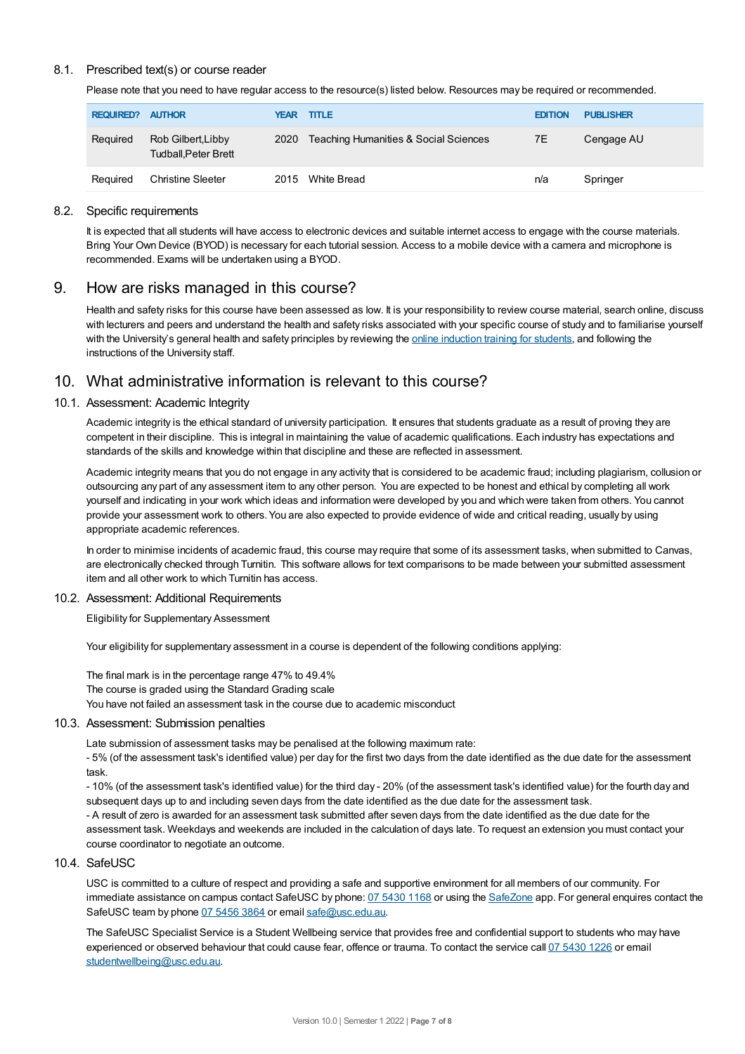### 8.1. Prescribed text(s) or course reader

Please note that you need to have regular access to the resource(s) listed below. Resources may be required or recommended.

| REQUIRED? | AUTHOR | YEAR | TITLE | EDITION | PUBLISHER |
|---|---|---|---|---|---|
| Required | Rob Gilbert,Libby Tudball,Peter Brett | 2020 | Teaching Humanities & Social Sciences | 7E | Cengage AU |
| Required | Christine Sleeter | 2015 | White Bread | n/a | Springer |

### 8.2. Specific requirements

It is expected that all students will have access to electronic devices and suitable internet access to engage with the course materials. Bring Your Own Device (BYOD) is necessary for each tutorial session. Access to a mobile device with a camera and microphone is recommended. Exams will be undertaken using a BYOD.

## 9. How are risks managed in this course?

Health and safety risks for this course have been assessed as low. It is your responsibility to review course material, search online, discuss with lecturers and peers and understand the health and safety risks associated with your specific course of study and to familiarise yourself with the University's general health and safety principles by reviewing the online induction training for students, and following the instructions of the University staff.

## 10. What administrative information is relevant to this course?

### 10.1. Assessment: Academic Integrity

Academic integrity is the ethical standard of university participation. It ensures that students graduate as a result of proving they are competent in their discipline. This is integral in maintaining the value of academic qualifications. Each industry has expectations and standards of the skills and knowledge within that discipline and these are reflected in assessment.

Academic integrity means that you do not engage in any activity that is considered to be academic fraud; including plagiarism, collusion or outsourcing any part of any assessment item to any other person. You are expected to be honest and ethical by completing all work yourself and indicating in your work which ideas and information were developed by you and which were taken from others. You cannot provide your assessment work to others. You are also expected to provide evidence of wide and critical reading, usually by using appropriate academic references.

In order to minimise incidents of academic fraud, this course may require that some of its assessment tasks, when submitted to Canvas, are electronically checked through Turnitin. This software allows for text comparisons to be made between your submitted assessment item and all other work to which Turnitin has access.

### 10.2. Assessment: Additional Requirements

Eligibility for Supplementary Assessment

Your eligibility for supplementary assessment in a course is dependent of the following conditions applying:

The final mark is in the percentage range 47% to 49.4%
The course is graded using the Standard Grading scale
You have not failed an assessment task in the course due to academic misconduct

### 10.3. Assessment: Submission penalties

Late submission of assessment tasks may be penalised at the following maximum rate:
- 5% (of the assessment task's identified value) per day for the first two days from the date identified as the due date for the assessment task.
- 10% (of the assessment task's identified value) for the third day - 20% (of the assessment task's identified value) for the fourth day and subsequent days up to and including seven days from the date identified as the due date for the assessment task.
- A result of zero is awarded for an assessment task submitted after seven days from the date identified as the due date for the assessment task. Weekdays and weekends are included in the calculation of days late. To request an extension you must contact your course coordinator to negotiate an outcome.

### 10.4. SafeUSC

USC is committed to a culture of respect and providing a safe and supportive environment for all members of our community. For immediate assistance on campus contact SafeUSC by phone: 07 5430 1168 or using the SafeZone app. For general enquires contact the SafeUSC team by phone 07 5456 3864 or email safe@usc.edu.au.

The SafeUSC Specialist Service is a Student Wellbeing service that provides free and confidential support to students who may have experienced or observed behaviour that could cause fear, offence or trauma. To contact the service call 07 5430 1226 or email studentwellbeing@usc.edu.au.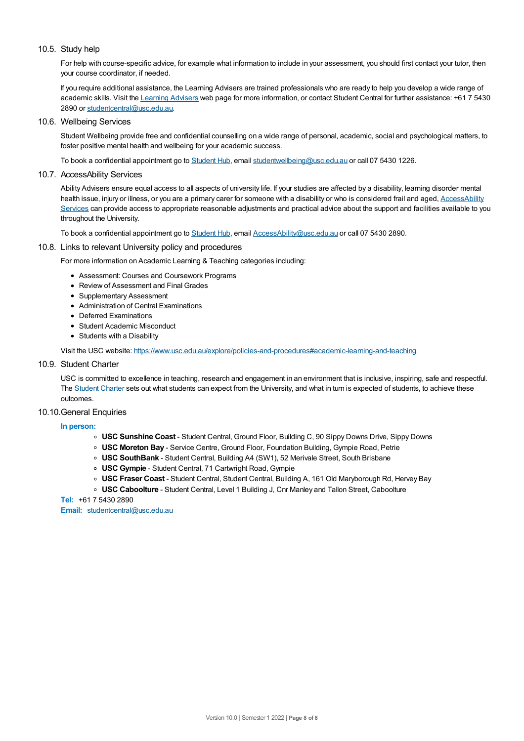### 10.5. Study help

For help with course-specific advice, for example what information to include in your assessment, you should first contact your tutor, then your course coordinator, if needed.

If you require additional assistance, the Learning Advisers are trained professionals who are ready to help you develop a wide range of academic skills. Visit the Learning Advisers web page for more information, or contact Student Central for further assistance: +61 7 5430 2890 or studentcentral@usc.edu.au.

### 10.6. Wellbeing Services

Student Wellbeing provide free and confidential counselling on a wide range of personal, academic, social and psychological matters, to foster positive mental health and wellbeing for your academic success.

To book a confidential appointment go to Student Hub, email studentwellbeing@usc.edu.au or call 07 5430 1226.

### 10.7. AccessAbility Services

Ability Advisers ensure equal access to all aspects of university life. If your studies are affected by a disability, learning disorder mental health issue, injury or illness, or you are a primary carer for someone with a disability or who is considered frail and aged, AccessAbility Services can provide access to appropriate reasonable adjustments and practical advice about the support and facilities available to you throughout the University.

To book a confidential appointment go to Student Hub, email AccessAbility@usc.edu.au or call 07 5430 2890.

### 10.8. Links to relevant University policy and procedures

For more information on Academic Learning & Teaching categories including:

- Assessment: Courses and Coursework Programs
- Review of Assessment and Final Grades
- Supplementary Assessment
- Administration of Central Examinations
- Deferred Examinations
- Student Academic Misconduct
- Students with a Disability

Visit the USC website: https://www.usc.edu.au/explore/policies-and-procedures#academic-learning-and-teaching

### 10.9. Student Charter

USC is committed to excellence in teaching, research and engagement in an environment that is inclusive, inspiring, safe and respectful. The Student Charter sets out what students can expect from the University, and what in turn is expected of students, to achieve these outcomes.

### 10.10. General Enquiries

**In person:**

- **USC Sunshine Coast** - Student Central, Ground Floor, Building C, 90 Sippy Downs Drive, Sippy Downs
- **USC Moreton Bay** - Service Centre, Ground Floor, Foundation Building, Gympie Road, Petrie
- **USC SouthBank** - Student Central, Building A4 (SW1), 52 Merivale Street, South Brisbane
- **USC Gympie** - Student Central, 71 Cartwright Road, Gympie
- **USC Fraser Coast** - Student Central, Student Central, Building A, 161 Old Maryborough Rd, Hervey Bay
- **USC Caboolture** - Student Central, Level 1 Building J, Cnr Manley and Tallon Street, Caboolture

**Tel:** +61 7 5430 2890

**Email:** studentcentral@usc.edu.au